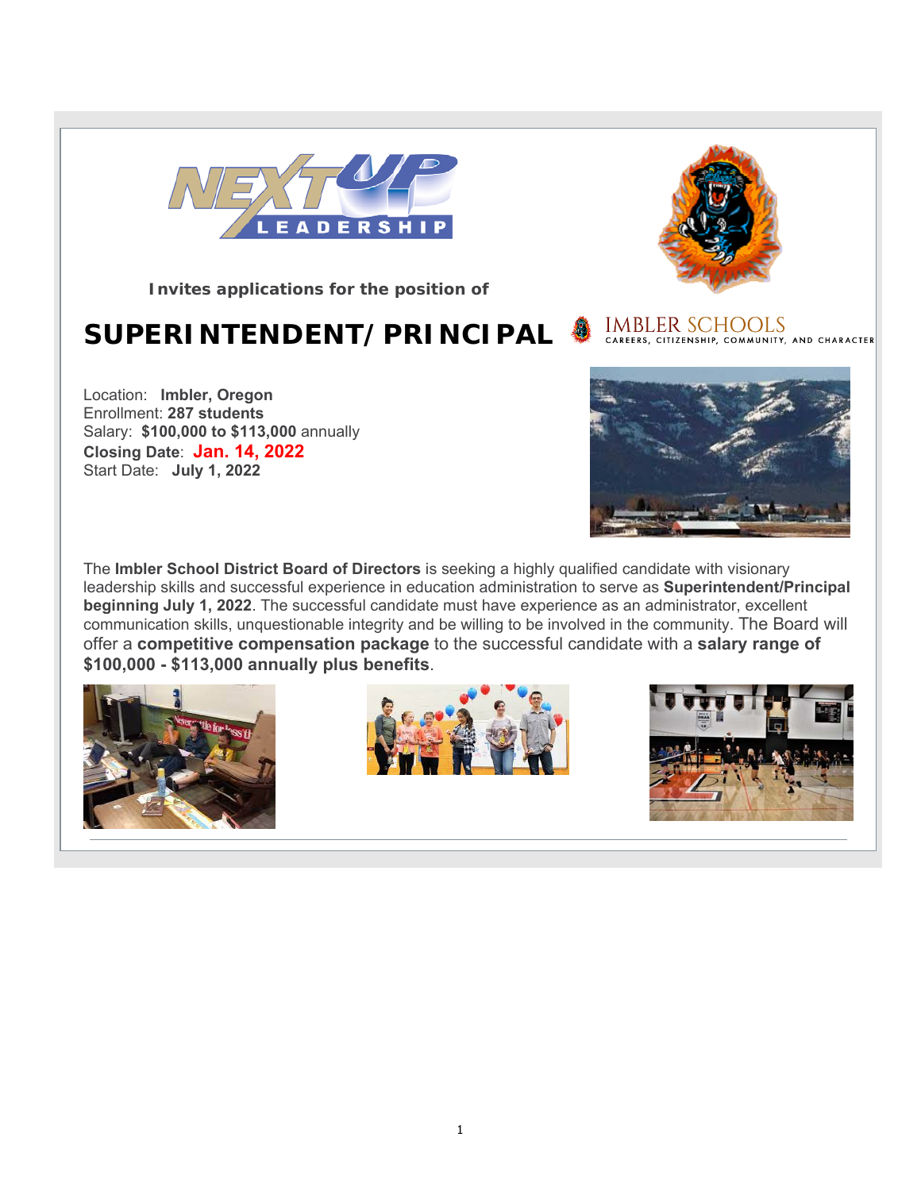NEXT UP LEADERSHIP

**Invites applications for the position of**

# SUPERINTENDENT/PRINCIPAL

IMBLER SCHOOLS
CAREERS, CITIZENSHIP, COMMUNITY, AND CHARACTER

Location: **Imbler, Oregon**
Enrollment: **287 students**
Salary: **$100,000 to $113,000** annually
**Closing Date**: **Jan. 14, 2022**
Start Date: **July 1, 2022**

The **Imbler School District Board of Directors** is seeking a highly qualified candidate with visionary leadership skills and successful experience in education administration to serve as **Superintendent/Principal beginning July 1, 2022**. The successful candidate must have experience as an administrator, excellent communication skills, unquestionable integrity and be willing to be involved in the community. The Board will offer a **competitive compensation package** to the successful candidate with a **salary range of $100,000 - $113,000 annually plus benefits**.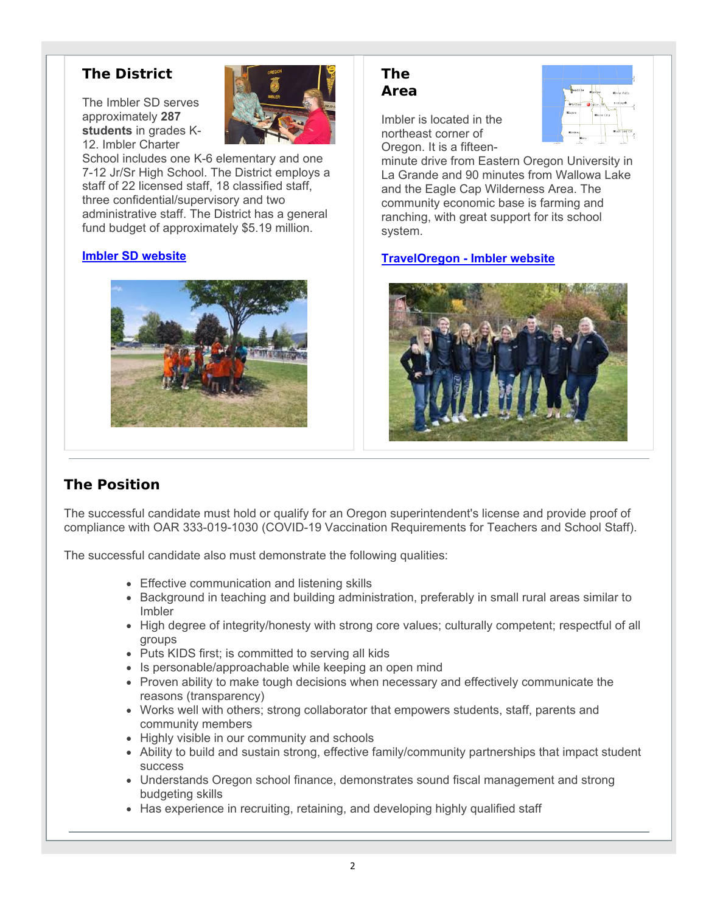## The District

The Imbler SD serves approximately **287 students** in grades K-12. Imbler Charter School includes one K-6 elementary and one 7-12 Jr/Sr High School. The District employs a staff of 22 licensed staff, 18 classified staff, three confidential/supervisory and two administrative staff. The District has a general fund budget of approximately $5.19 million.

**Imbler SD website**

## The Area

Imbler is located in the northeast corner of Oregon. It is a fifteen-minute drive from Eastern Oregon University in La Grande and 90 minutes from Wallowa Lake and the Eagle Cap Wilderness Area. The community economic base is farming and ranching, with great support for its school system.

**TravelOregon - Imbler website**

## The Position

The successful candidate must hold or qualify for an Oregon superintendent's license and provide proof of compliance with OAR 333-019-1030 (COVID-19 Vaccination Requirements for Teachers and School Staff).

The successful candidate also must demonstrate the following qualities:

- Effective communication and listening skills
- Background in teaching and building administration, preferably in small rural areas similar to Imbler
- High degree of integrity/honesty with strong core values; culturally competent; respectful of all groups
- Puts KIDS first; is committed to serving all kids
- Is personable/approachable while keeping an open mind
- Proven ability to make tough decisions when necessary and effectively communicate the reasons (transparency)
- Works well with others; strong collaborator that empowers students, staff, parents and community members
- Highly visible in our community and schools
- Ability to build and sustain strong, effective family/community partnerships that impact student success
- Understands Oregon school finance, demonstrates sound fiscal management and strong budgeting skills
- Has experience in recruiting, retaining, and developing highly qualified staff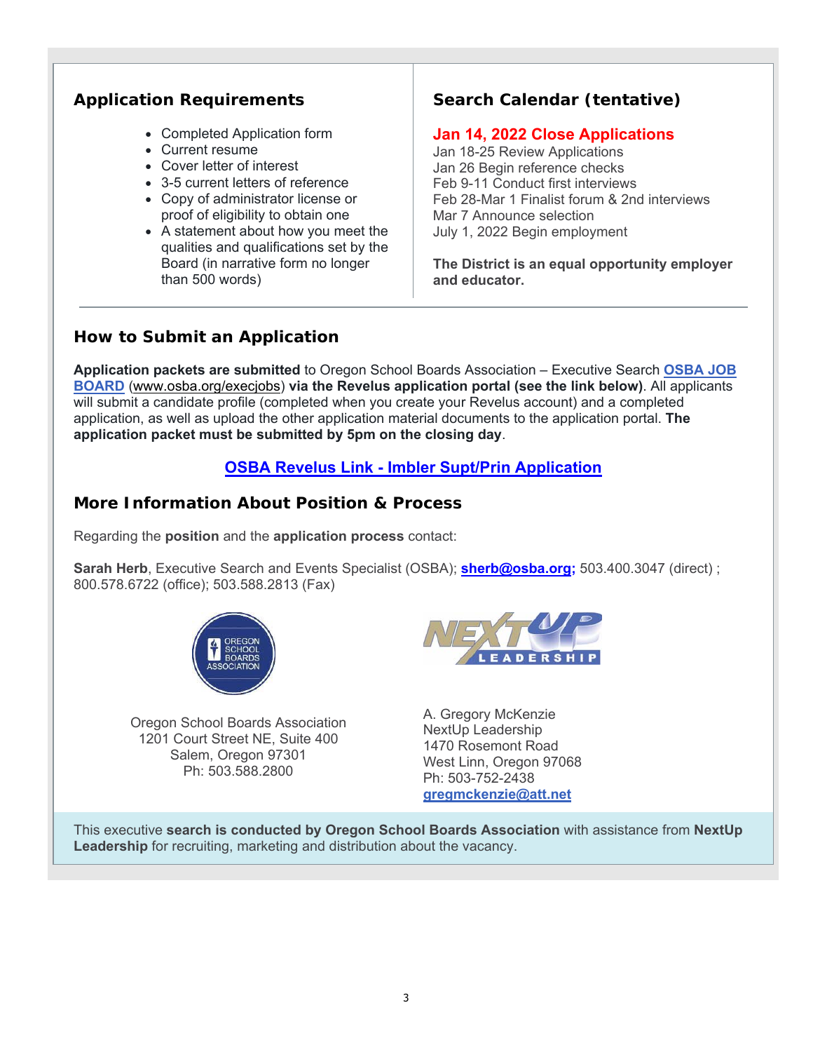## Application Requirements

- Completed Application form
- Current resume
- Cover letter of interest
- 3-5 current letters of reference
- Copy of administrator license or proof of eligibility to obtain one
- A statement about how you meet the qualities and qualifications set by the Board (in narrative form no longer than 500 words)

## Search Calendar (tentative)

**Jan 14, 2022 Close Applications**
Jan 18-25 Review Applications
Jan 26 Begin reference checks
Feb 9-11 Conduct first interviews
Feb 28-Mar 1 Finalist forum & 2nd interviews
Mar 7 Announce selection
July 1, 2022 Begin employment

**The District is an equal opportunity employer and educator.**

---

## How to Submit an Application

**Application packets are submitted** to Oregon School Boards Association – Executive Search **OSBA JOB BOARD** (www.osba.org/execjobs) **via the Revelus application portal (see the link below)**. All applicants will submit a candidate profile (completed when you create your Revelus account) and a completed application, as well as upload the other application material documents to the application portal. **The application packet must be submitted by 5pm on the closing day**.

**OSBA Revelus Link - Imbler Supt/Prin Application**

## More Information About Position & Process

Regarding the **position** and the **application process** contact:

**Sarah Herb**, Executive Search and Events Specialist (OSBA); **sherb@osba.org;** 503.400.3047 (direct) ; 800.578.6722 (office); 503.588.2813 (Fax)

Oregon School Boards Association
1201 Court Street NE, Suite 400
Salem, Oregon 97301
Ph: 503.588.2800

A. Gregory McKenzie
NextUp Leadership
1470 Rosemont Road
West Linn, Oregon 97068
Ph: 503-752-2438
gregmckenzie@att.net

This executive **search is conducted by Oregon School Boards Association** with assistance from **NextUp Leadership** for recruiting, marketing and distribution about the vacancy.